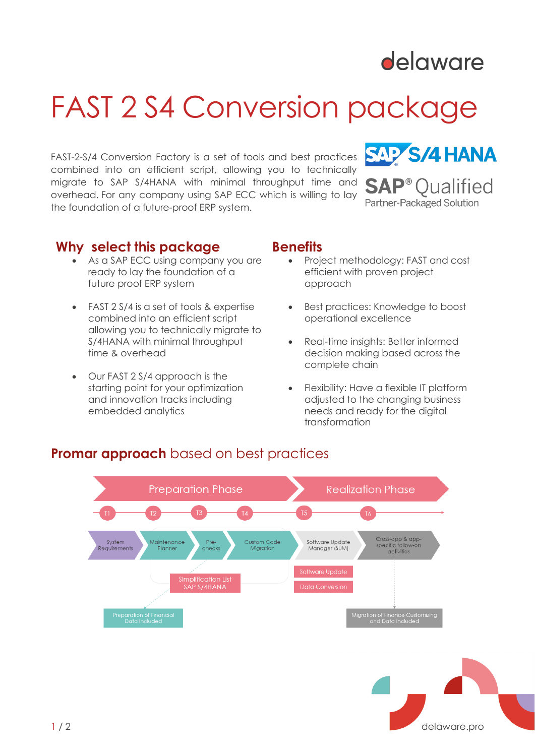# FAST 2 S4 Conversion package

FAST-2-S/4 Conversion Factory is a set of tools and best practices combined into an efficient script, allowing you to technically migrate to SAP S/4HANA with minimal throughput time and overhead. For any company using SAP ECC which is willing to lay the foundation of a future-proof ERP system.

SAP S/4 HANA

SAP® Qualified
Partner-Packaged Solution

## Why select this package

- As a SAP ECC using company you are ready to lay the foundation of a future proof ERP system
- FAST 2 S/4 is a set of tools & expertise combined into an efficient script allowing you to technically migrate to S/4HANA with minimal throughput time & overhead
- Our FAST 2 S/4 approach is the starting point for your optimization and innovation tracks including embedded analytics

## Benefits

- Project methodology: FAST and cost efficient with proven project approach
- Best practices: Knowledge to boost operational excellence
- Real-time insights: Better informed decision making based across the complete chain
- Flexibility: Have a flexible IT platform adjusted to the changing business needs and ready for the digital transformation

## **Promar approach** based on best practices

Preparation Phase — Realization Phase

T1 — T2 — T3 — T4 — T5 — T6

System Requirements → Maintenance Planner → Pre-checks → Custom Code Migration → Software Update Manager (SUM) → Cross-app & app-specific follow-on activities

Simplification List SAP S/4HANA

Software Update

Data Conversion

Preparation of Financial Data Included

Migration of Finance Customizing and Data Included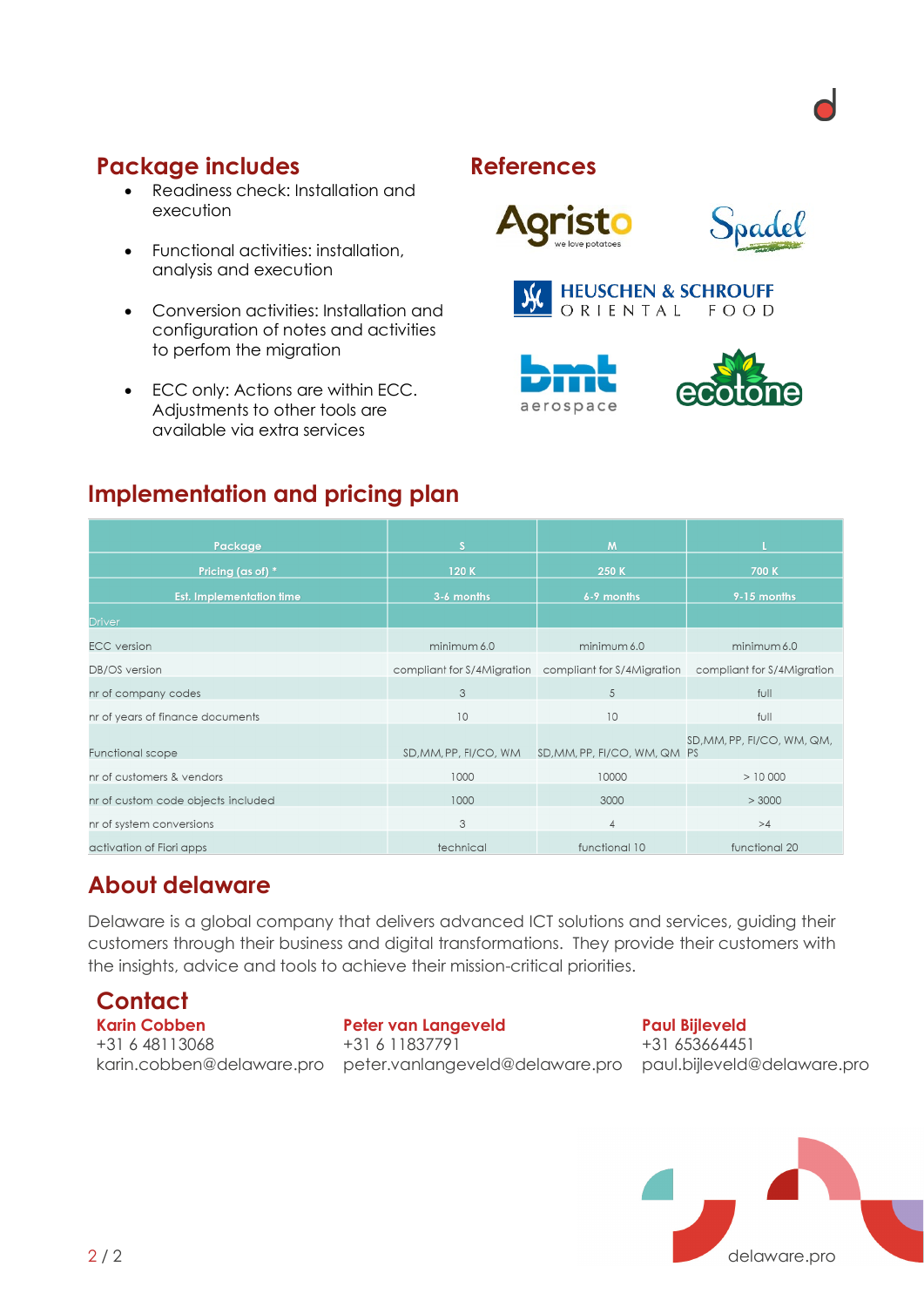## Package includes

- Readiness check: Installation and execution
- Functional activities: installation, analysis and execution
- Conversion activities: Installation and configuration of notes and activities to perfom the migration
- ECC only: Actions are within ECC. Adjustments to other tools are available via extra services

## References

Agristo — we love potatoes

Spadel

HEUSCHEN & SCHROUFF ORIENTAL FOOD

bmt aerospace

ecotone

## Implementation and pricing plan

| Package | S | M | L |
|---|---|---|---|
| Pricing (as of) * | 120 K | 250 K | 700 K |
| Est. Implementation time | 3-6 months | 6-9 months | 9-15 months |
| Driver | | | |
| ECC version | minimum 6.0 | minimum 6.0 | minimum 6.0 |
| DB/OS version | compliant for S/4Migration | compliant for S/4Migration | compliant for S/4Migration |
| nr of company codes | 3 | 5 | full |
| nr of years of finance documents | 10 | 10 | full |
| Functional scope | SD,MM, PP, FI/CO, WM | SD,MM, PP, FI/CO, WM, QM | SD,MM, PP, FI/CO, WM, QM, PS |
| nr of customers & vendors | 1000 | 10000 | > 10 000 |
| nr of custom code objects included | 1000 | 3000 | > 3000 |
| nr of system conversions | 3 | 4 | >4 |
| activation of Fiori apps | technical | functional 10 | functional 20 |

## About delaware

Delaware is a global company that delivers advanced ICT solutions and services, guiding their customers through their business and digital transformations. They provide their customers with the insights, advice and tools to achieve their mission-critical priorities.

## Contact

**Karin Cobben**
+31 6 48113068
karin.cobben@delaware.pro

**Peter van Langeveld**
+31 6 11837791
peter.vanlangeveld@delaware.pro

**Paul Bijleveld**
+31 653664451
paul.bijleveld@delaware.pro

delaware.pro